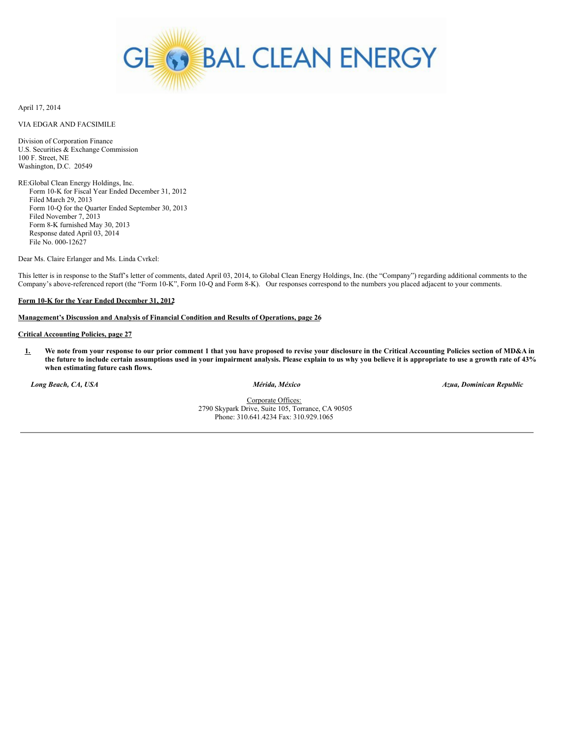GLOBAL CLEAN ENERGY

April 17, 2014

VIA EDGAR AND FACSIMILE

Division of Corporation Finance
U.S. Securities & Exchange Commission
100 F. Street, NE
Washington, D.C. 20549

RE:Global Clean Energy Holdings, Inc.
Form 10-K for Fiscal Year Ended December 31, 2012
Filed March 29, 2013
Form 10-Q for the Quarter Ended September 30, 2013
Filed November 7, 2013
Form 8-K furnished May 30, 2013
Response dated April 03, 2014
File No. 000-12627

Dear Ms. Claire Erlanger and Ms. Linda Cvrkel:

This letter is in response to the Staff's letter of comments, dated April 03, 2014, to Global Clean Energy Holdings, Inc. (the "Company") regarding additional comments to the Company's above-referenced report (the "Form 10-K", Form 10-Q and Form 8-K). Our responses correspond to the numbers you placed adjacent to your comments.

**Form 10-K for the Year Ended December 31, 2012**

**Management's Discussion and Analysis of Financial Condition and Results of Operations, page 26**

**Critical Accounting Policies, page 27**

1. **We note from your response to our prior comment 1 that you have proposed to revise your disclosure in the Critical Accounting Policies section of MD&A in the future to include certain assumptions used in your impairment analysis. Please explain to us why you believe it is appropriate to use a growth rate of 43% when estimating future cash flows.**

*Long Beach, CA, USA* *Mérida, México* *Azua, Dominican Republic*

Corporate Offices:
2790 Skypark Drive, Suite 105, Torrance, CA 90505
Phone: 310.641.4234 Fax: 310.929.1065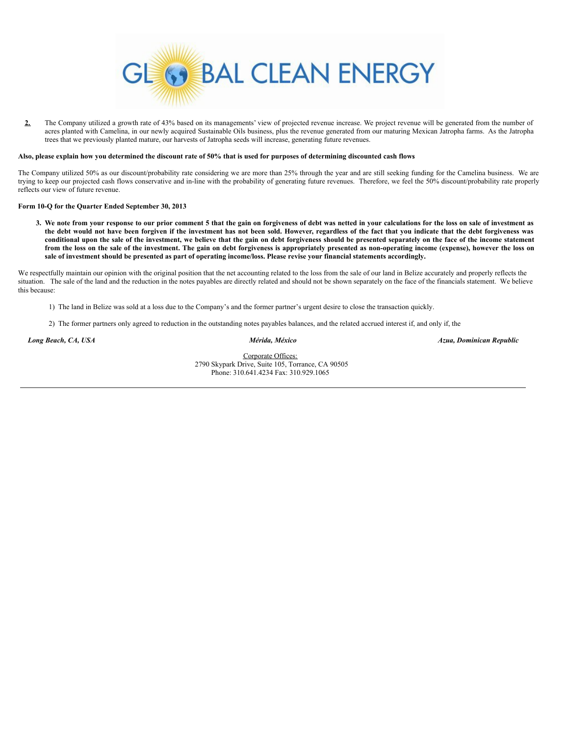**2.** The Company utilized a growth rate of 43% based on its managements' view of projected revenue increase. We project revenue will be generated from the number of acres planted with Camelina, in our newly acquired Sustainable Oils business, plus the revenue generated from our maturing Mexican Jatropha farms. As the Jatropha trees that we previously planted mature, our harvests of Jatropha seeds will increase, generating future revenues.

**Also, please explain how you determined the discount rate of 50% that is used for purposes of determining discounted cash flows**

The Company utilized 50% as our discount/probability rate considering we are more than 25% through the year and are still seeking funding for the Camelina business. We are trying to keep our projected cash flows conservative and in-line with the probability of generating future revenues. Therefore, we feel the 50% discount/probability rate properly reflects our view of future revenue.

**Form 10-Q for the Quarter Ended September 30, 2013**

**3. We note from your response to our prior comment 5 that the gain on forgiveness of debt was netted in your calculations for the loss on sale of investment as the debt would not have been forgiven if the investment has not been sold. However, regardless of the fact that you indicate that the debt forgiveness was conditional upon the sale of the investment, we believe that the gain on debt forgiveness should be presented separately on the face of the income statement from the loss on the sale of the investment. The gain on debt forgiveness is appropriately presented as non-operating income (expense), however the loss on sale of investment should be presented as part of operating income/loss. Please revise your financial statements accordingly.**

We respectfully maintain our opinion with the original position that the net accounting related to the loss from the sale of our land in Belize accurately and properly reflects the situation. The sale of the land and the reduction in the notes payables are directly related and should not be shown separately on the face of the financials statement. We believe this because:

1) The land in Belize was sold at a loss due to the Company's and the former partner's urgent desire to close the transaction quickly.

2) The former partners only agreed to reduction in the outstanding notes payables balances, and the related accrued interest if, and only if, the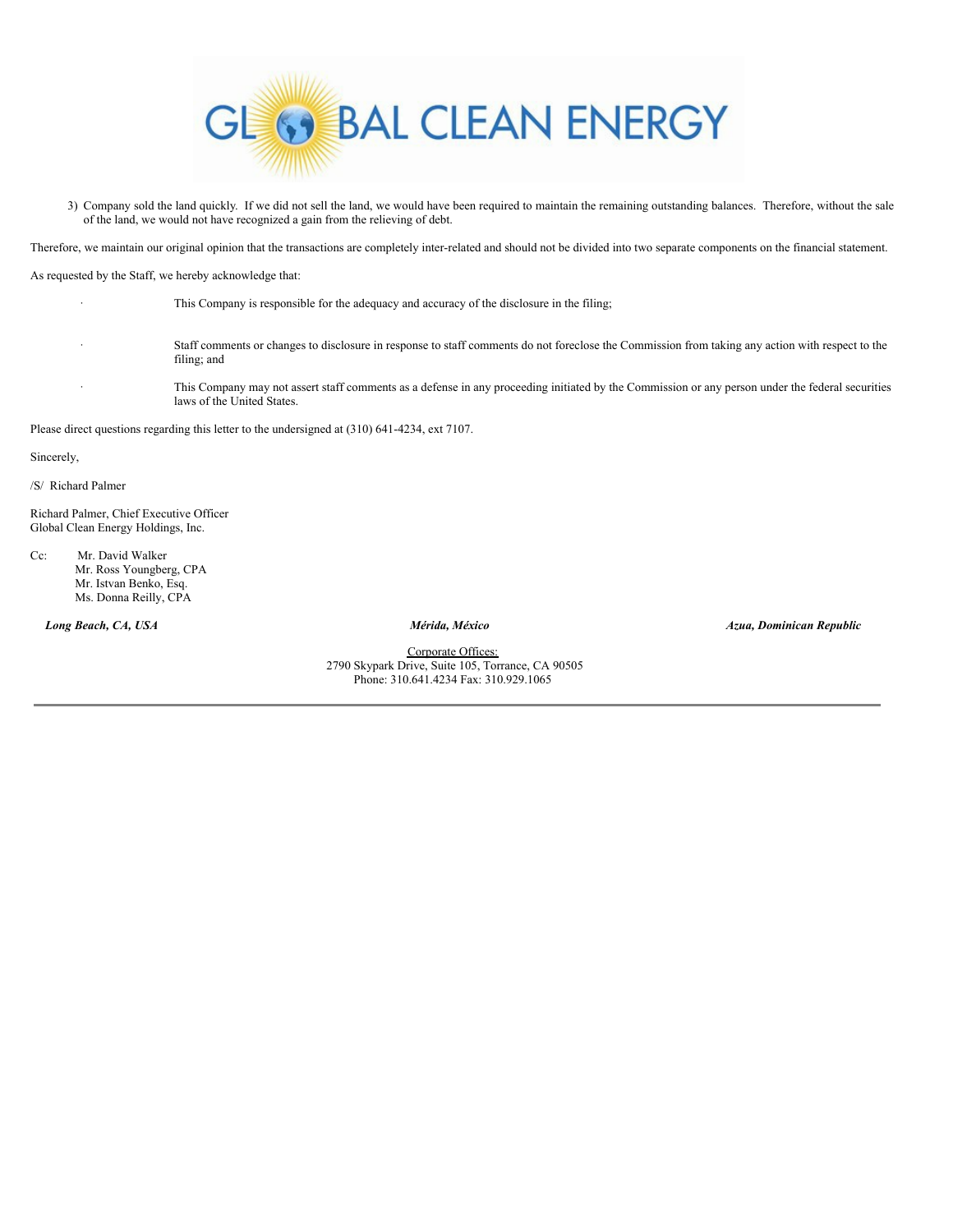3) Company sold the land quickly. If we did not sell the land, we would have been required to maintain the remaining outstanding balances. Therefore, without the sale of the land, we would not have recognized a gain from the relieving of debt.

Therefore, we maintain our original opinion that the transactions are completely inter-related and should not be divided into two separate components on the financial statement.

As requested by the Staff, we hereby acknowledge that:

- This Company is responsible for the adequacy and accuracy of the disclosure in the filing;
- Staff comments or changes to disclosure in response to staff comments do not foreclose the Commission from taking any action with respect to the filing; and
- This Company may not assert staff comments as a defense in any proceeding initiated by the Commission or any person under the federal securities laws of the United States.

Please direct questions regarding this letter to the undersigned at (310) 641-4234, ext 7107.

Sincerely,

/S/ Richard Palmer

Richard Palmer, Chief Executive Officer
Global Clean Energy Holdings, Inc.

Cc: Mr. David Walker
Mr. Ross Youngberg, CPA
Mr. Istvan Benko, Esq.
Ms. Donna Reilly, CPA

*Long Beach, CA, USA* *Mérida, México* *Azua, Dominican Republic*

Corporate Offices:
2790 Skypark Drive, Suite 105, Torrance, CA 90505
Phone: 310.641.4234 Fax: 310.929.1065